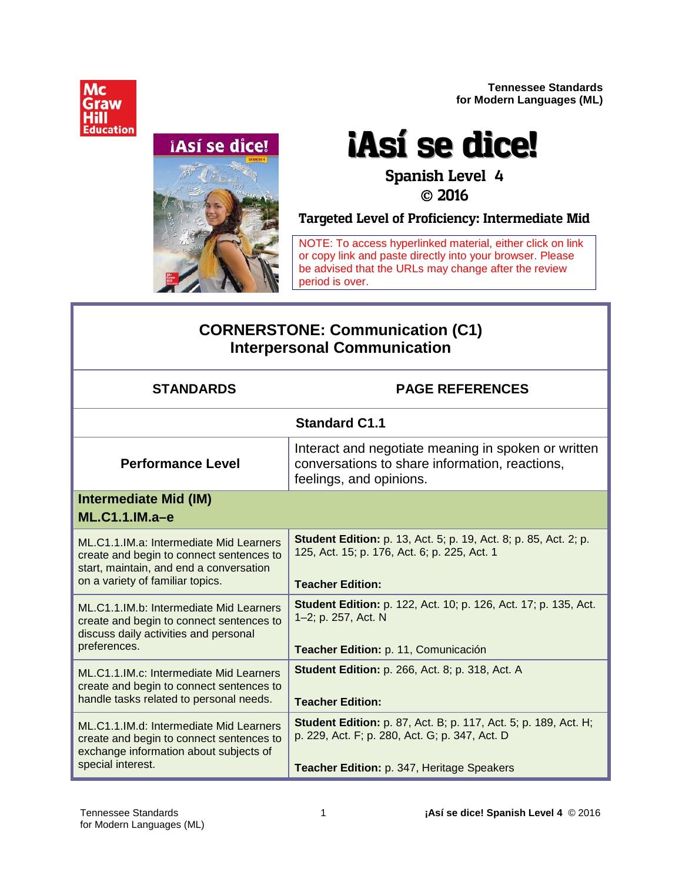Tennessee Standards
for Modern Languages (ML)

# ¡Así se dice!

## Spanish Level 4
## © 2016

### Targeted Level of Proficiency: Intermediate Mid

NOTE: To access hyperlinked material, either click on link or copy link and paste directly into your browser. Please be advised that the URLs may change after the review period is over.

## CORNERSTONE: Communication (C1)
## Interpersonal Communication

| STANDARDS | PAGE REFERENCES |
|---|---|
| **Standard C1.1** | |
| **Performance Level** | Interact and negotiate meaning in spoken or written conversations to share information, reactions, feelings, and opinions. |
| **Intermediate Mid (IM)**<br>**ML.C1.1.IM.a–e** | |
| ML.C1.1.IM.a: Intermediate Mid Learners create and begin to connect sentences to start, maintain, and end a conversation on a variety of familiar topics. | **Student Edition:** p. 13, Act. 5; p. 19, Act. 8; p. 85, Act. 2; p. 125, Act. 15; p. 176, Act. 6; p. 225, Act. 1<br><br>**Teacher Edition:** |
| ML.C1.1.IM.b: Intermediate Mid Learners create and begin to connect sentences to discuss daily activities and personal preferences. | **Student Edition:** p. 122, Act. 10; p. 126, Act. 17; p. 135, Act. 1–2; p. 257, Act. N<br><br>**Teacher Edition:** p. 11, Comunicación |
| ML.C1.1.IM.c: Intermediate Mid Learners create and begin to connect sentences to handle tasks related to personal needs. | **Student Edition:** p. 266, Act. 8; p. 318, Act. A<br><br>**Teacher Edition:** |
| ML.C1.1.IM.d: Intermediate Mid Learners create and begin to connect sentences to exchange information about subjects of special interest. | **Student Edition:** p. 87, Act. B; p. 117, Act. 5; p. 189, Act. H; p. 229, Act. F; p. 280, Act. G; p. 347, Act. D<br><br>**Teacher Edition:** p. 347, Heritage Speakers |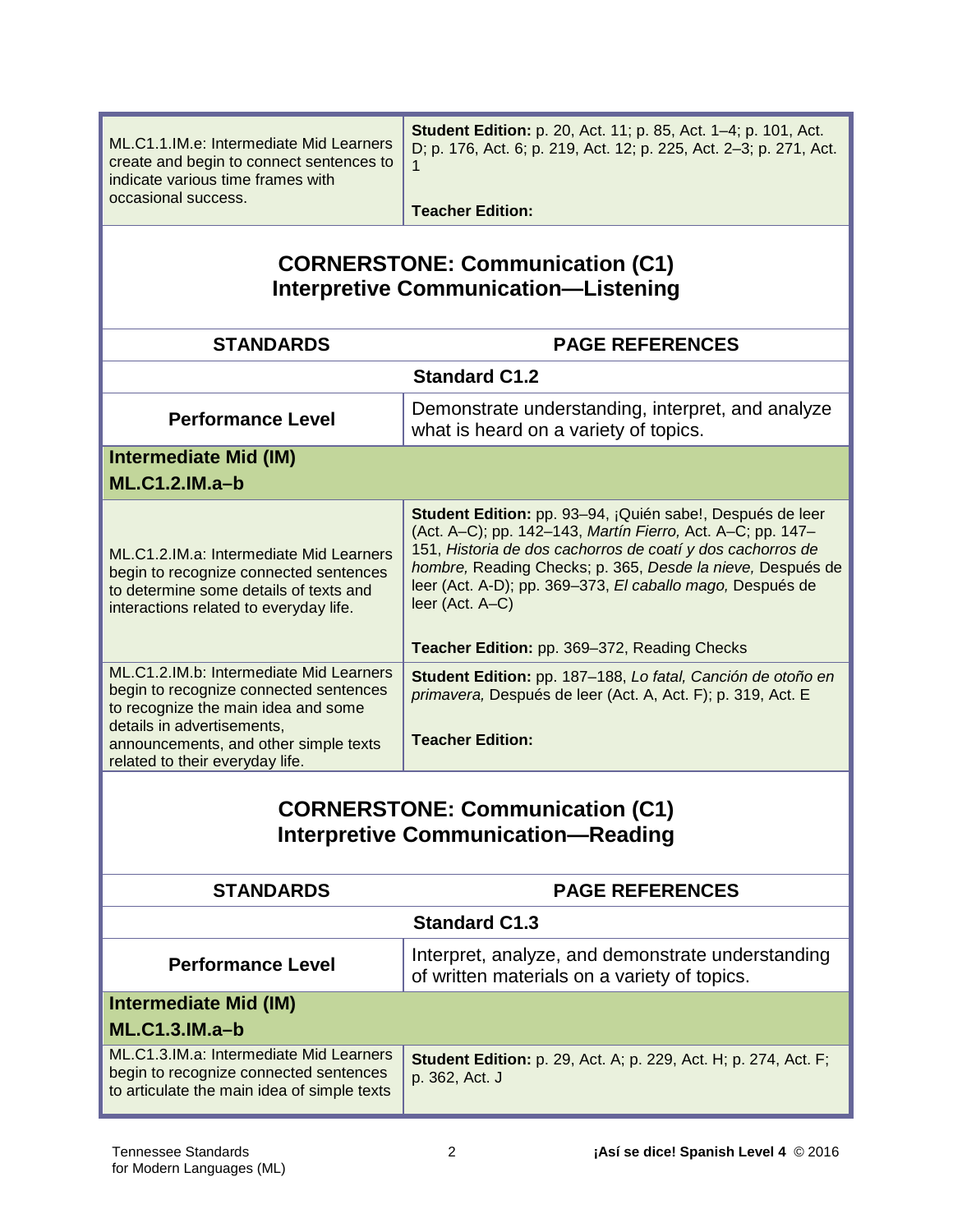| | |
|---|---|
| ML.C1.1.IM.e: Intermediate Mid Learners create and begin to connect sentences to indicate various time frames with occasional success. | **Student Edition:** p. 20, Act. 11; p. 85, Act. 1–4; p. 101, Act. D; p. 176, Act. 6; p. 219, Act. 12; p. 225, Act. 2–3; p. 271, Act. 1<br><br>**Teacher Edition:** |

## CORNERSTONE: Communication (C1)
## Interpretive Communication—Listening

| STANDARDS | PAGE REFERENCES |
|---|---|
| **Standard C1.2** | |
| **Performance Level** | Demonstrate understanding, interpret, and analyze what is heard on a variety of topics. |
| **Intermediate Mid (IM)**<br>**ML.C1.2.IM.a–b** | |
| ML.C1.2.IM.a: Intermediate Mid Learners begin to recognize connected sentences to determine some details of texts and interactions related to everyday life. | **Student Edition:** pp. 93–94, ¡Quién sabe!, Después de leer (Act. A–C); pp. 142–143, *Martín Fierro,* Act. A–C; pp. 147–151, *Historia de dos cachorros de coatí y dos cachorros de hombre,* Reading Checks; p. 365, *Desde la nieve,* Después de leer (Act. A-D); pp. 369–373, *El caballo mago,* Después de leer (Act. A–C)<br><br>**Teacher Edition:** pp. 369–372, Reading Checks |
| ML.C1.2.IM.b: Intermediate Mid Learners begin to recognize connected sentences to recognize the main idea and some details in advertisements, announcements, and other simple texts related to their everyday life. | **Student Edition:** pp. 187–188, *Lo fatal, Canción de otoño en primavera,* Después de leer (Act. A, Act. F); p. 319, Act. E<br><br>**Teacher Edition:** |

## CORNERSTONE: Communication (C1)
## Interpretive Communication—Reading

| STANDARDS | PAGE REFERENCES |
|---|---|
| **Standard C1.3** | |
| **Performance Level** | Interpret, analyze, and demonstrate understanding of written materials on a variety of topics. |
| **Intermediate Mid (IM)**<br>**ML.C1.3.IM.a–b** | |
| ML.C1.3.IM.a: Intermediate Mid Learners begin to recognize connected sentences to articulate the main idea of simple texts | **Student Edition:** p. 29, Act. A; p. 229, Act. H; p. 274, Act. F; p. 362, Act. J |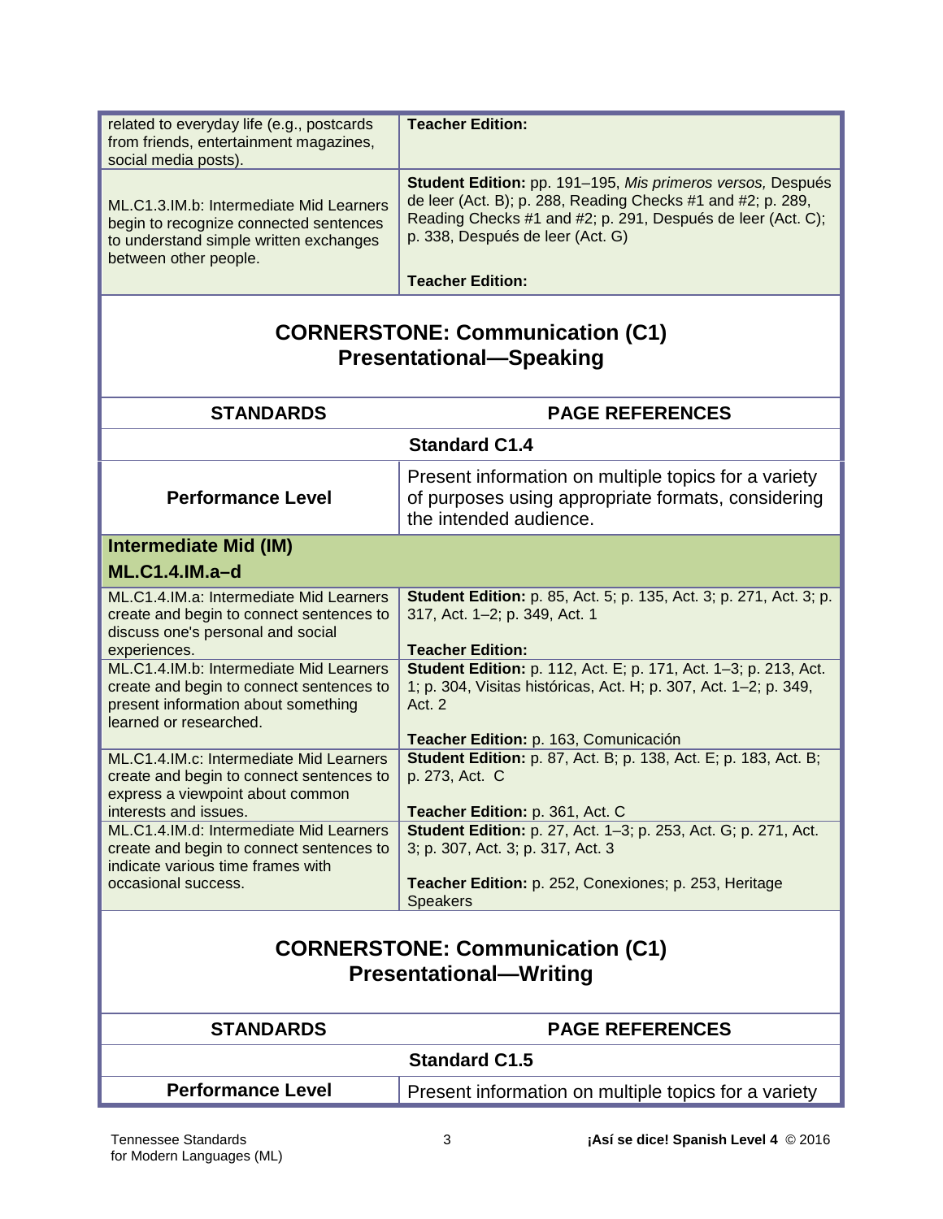| | |
|---|---|
| related to everyday life (e.g., postcards from friends, entertainment magazines, social media posts). | **Teacher Edition:** |
| ML.C1.3.IM.b: Intermediate Mid Learners begin to recognize connected sentences to understand simple written exchanges between other people. | **Student Edition:** pp. 191–195, *Mis primeros versos,* Después de leer (Act. B); p. 288, Reading Checks #1 and #2; p. 289, Reading Checks #1 and #2; p. 291, Después de leer (Act. C); p. 338, Después de leer (Act. G)<br><br>**Teacher Edition:** |

## CORNERSTONE: Communication (C1) Presentational—Speaking

| STANDARDS | PAGE REFERENCES |
|---|---|
| **Standard C1.4** | |
| **Performance Level** | Present information on multiple topics for a variety of purposes using appropriate formats, considering the intended audience. |
| **Intermediate Mid (IM)**<br>**ML.C1.4.IM.a–d** | |
| ML.C1.4.IM.a: Intermediate Mid Learners create and begin to connect sentences to discuss one's personal and social experiences. | **Student Edition:** p. 85, Act. 5; p. 135, Act. 3; p. 271, Act. 3; p. 317, Act. 1–2; p. 349, Act. 1<br><br>**Teacher Edition:** |
| ML.C1.4.IM.b: Intermediate Mid Learners create and begin to connect sentences to present information about something learned or researched. | **Student Edition:** p. 112, Act. E; p. 171, Act. 1–3; p. 213, Act. 1; p. 304, Visitas históricas, Act. H; p. 307, Act. 1–2; p. 349, Act. 2<br><br>**Teacher Edition:** p. 163, Comunicación |
| ML.C1.4.IM.c: Intermediate Mid Learners create and begin to connect sentences to express a viewpoint about common interests and issues. | **Student Edition:** p. 87, Act. B; p. 138, Act. E; p. 183, Act. B; p. 273, Act. C<br><br>**Teacher Edition:** p. 361, Act. C |
| ML.C1.4.IM.d: Intermediate Mid Learners create and begin to connect sentences to indicate various time frames with occasional success. | **Student Edition:** p. 27, Act. 1–3; p. 253, Act. G; p. 271, Act. 3; p. 307, Act. 3; p. 317, Act. 3<br><br>**Teacher Edition:** p. 252, Conexiones; p. 253, Heritage Speakers |

## CORNERSTONE: Communication (C1) Presentational—Writing

| STANDARDS | PAGE REFERENCES |
|---|---|
| **Standard C1.5** | |
| **Performance Level** | Present information on multiple topics for a variety |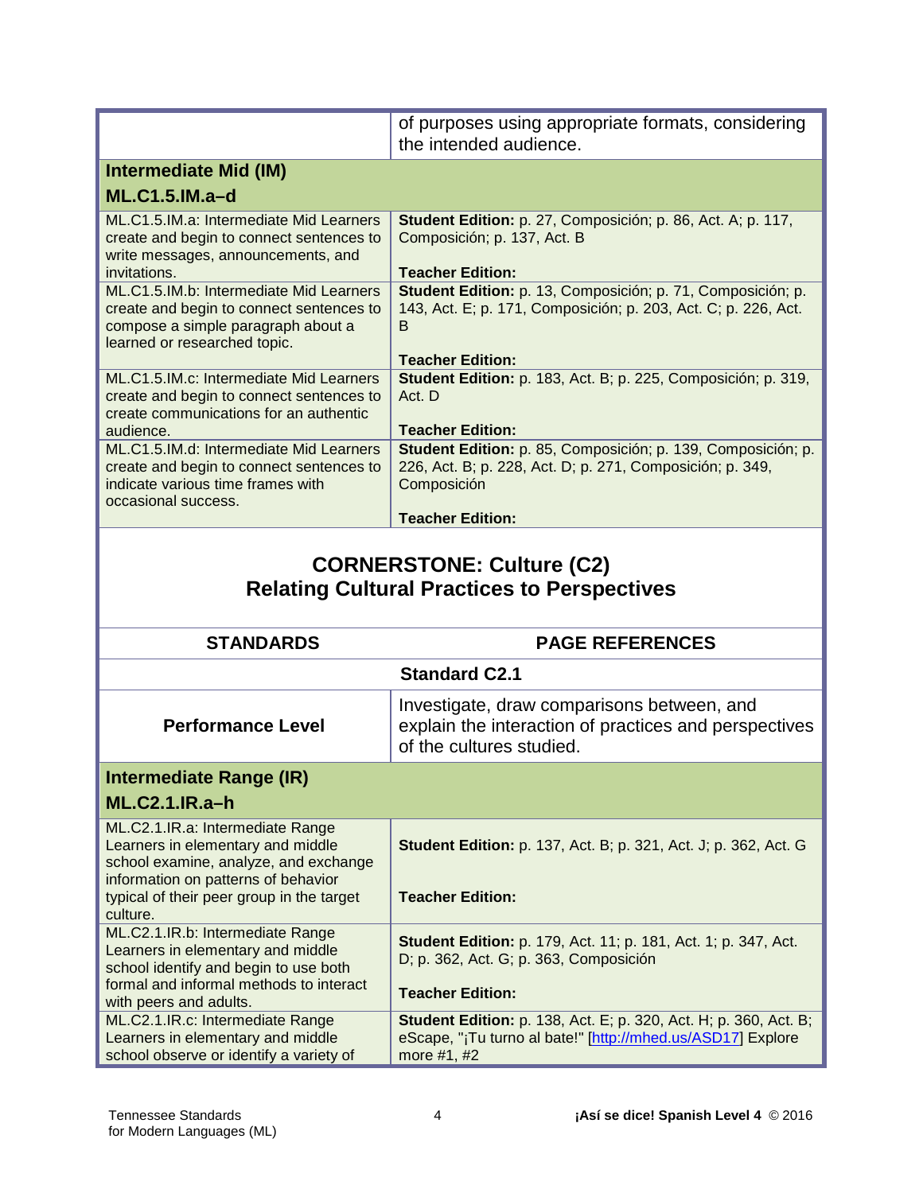| | |
|---|---|
| | of purposes using appropriate formats, considering the intended audience. |
| **Intermediate Mid (IM)** **ML.C1.5.IM.a–d** | |
| ML.C1.5.IM.a: Intermediate Mid Learners create and begin to connect sentences to write messages, announcements, and invitations. | **Student Edition:** p. 27, Composición; p. 86, Act. A; p. 117, Composición; p. 137, Act. B<br><br>**Teacher Edition:** |
| ML.C1.5.IM.b: Intermediate Mid Learners create and begin to connect sentences to compose a simple paragraph about a learned or researched topic. | **Student Edition:** p. 13, Composición; p. 71, Composición; p. 143, Act. E; p. 171, Composición; p. 203, Act. C; p. 226, Act. B<br><br>**Teacher Edition:** |
| ML.C1.5.IM.c: Intermediate Mid Learners create and begin to connect sentences to create communications for an authentic audience. | **Student Edition:** p. 183, Act. B; p. 225, Composición; p. 319, Act. D<br><br>**Teacher Edition:** |
| ML.C1.5.IM.d: Intermediate Mid Learners create and begin to connect sentences to indicate various time frames with occasional success. | **Student Edition:** p. 85, Composición; p. 139, Composición; p. 226, Act. B; p. 228, Act. D; p. 271, Composición; p. 349, Composición<br><br>**Teacher Edition:** |

## CORNERSTONE: Culture (C2)
## Relating Cultural Practices to Perspectives

| STANDARDS | PAGE REFERENCES |
|---|---|
| **Standard C2.1** | |
| **Performance Level** | Investigate, draw comparisons between, and explain the interaction of practices and perspectives of the cultures studied. |
| **Intermediate Range (IR)** **ML.C2.1.IR.a–h** | |
| ML.C2.1.IR.a: Intermediate Range Learners in elementary and middle school examine, analyze, and exchange information on patterns of behavior typical of their peer group in the target culture. | **Student Edition:** p. 137, Act. B; p. 321, Act. J; p. 362, Act. G<br><br>**Teacher Edition:** |
| ML.C2.1.IR.b: Intermediate Range Learners in elementary and middle school identify and begin to use both formal and informal methods to interact with peers and adults. | **Student Edition:** p. 179, Act. 11; p. 181, Act. 1; p. 347, Act. D; p. 362, Act. G; p. 363, Composición<br><br>**Teacher Edition:** |
| ML.C2.1.IR.c: Intermediate Range Learners in elementary and middle school observe or identify a variety of | **Student Edition:** p. 138, Act. E; p. 320, Act. H; p. 360, Act. B; eScape, "¡Tu turno al bate!" [http://mhed.us/ASD17] Explore more #1, #2 |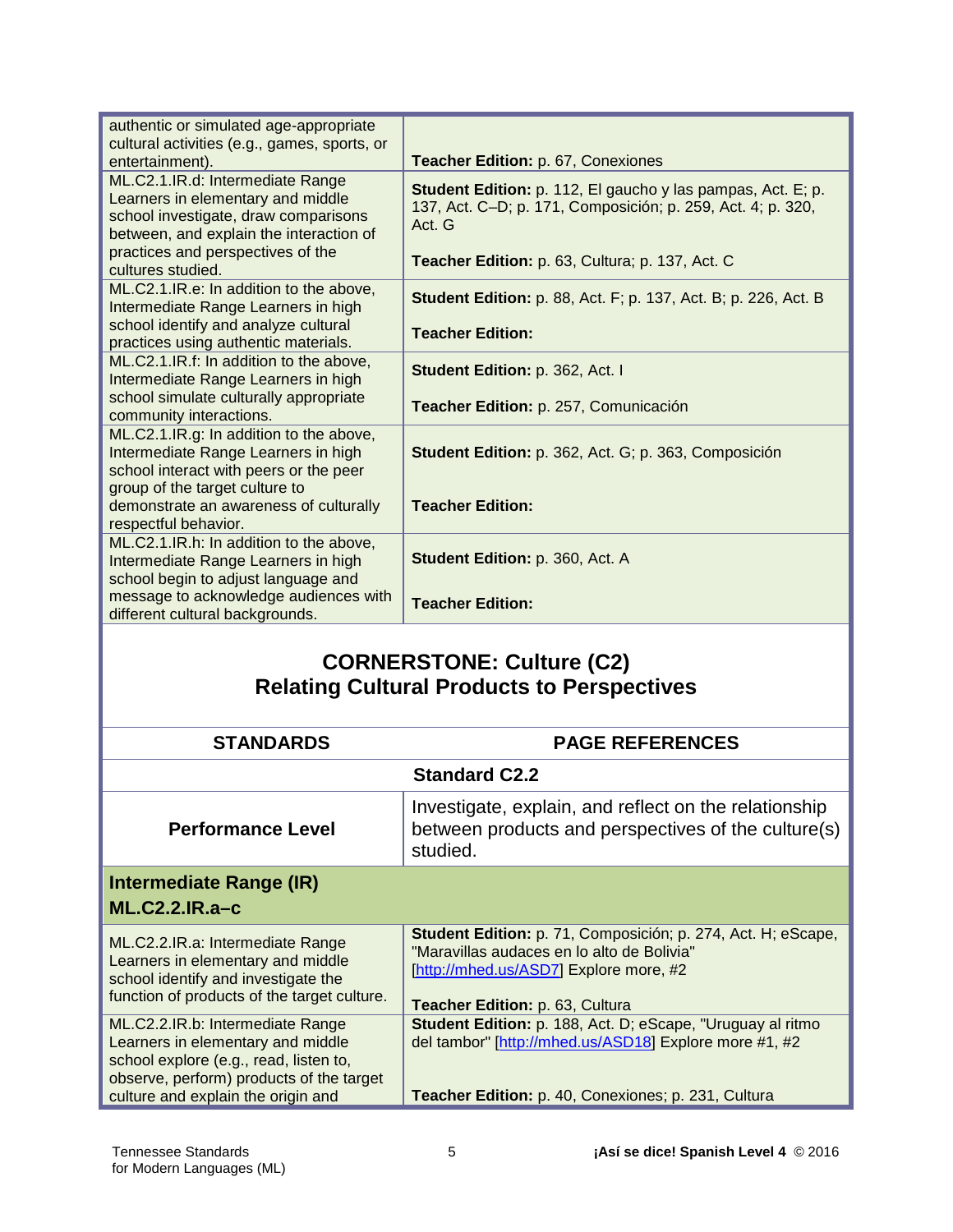| | |
|---|---|
| authentic or simulated age-appropriate cultural activities (e.g., games, sports, or entertainment). | **Teacher Edition:** p. 67, Conexiones |
| ML.C2.1.IR.d: Intermediate Range Learners in elementary and middle school investigate, draw comparisons between, and explain the interaction of practices and perspectives of the cultures studied. | **Student Edition:** p. 112, El gaucho y las pampas, Act. E; p. 137, Act. C–D; p. 171, Composición; p. 259, Act. 4; p. 320, Act. G<br><br>**Teacher Edition:** p. 63, Cultura; p. 137, Act. C |
| ML.C2.1.IR.e: In addition to the above, Intermediate Range Learners in high school identify and analyze cultural practices using authentic materials. | **Student Edition:** p. 88, Act. F; p. 137, Act. B; p. 226, Act. B<br><br>**Teacher Edition:** |
| ML.C2.1.IR.f: In addition to the above, Intermediate Range Learners in high school simulate culturally appropriate community interactions. | **Student Edition:** p. 362, Act. I<br><br>**Teacher Edition:** p. 257, Comunicación |
| ML.C2.1.IR.g: In addition to the above, Intermediate Range Learners in high school interact with peers or the peer group of the target culture to demonstrate an awareness of culturally respectful behavior. | **Student Edition:** p. 362, Act. G; p. 363, Composición<br><br>**Teacher Edition:** |
| ML.C2.1.IR.h: In addition to the above, Intermediate Range Learners in high school begin to adjust language and message to acknowledge audiences with different cultural backgrounds. | **Student Edition:** p. 360, Act. A<br><br>**Teacher Edition:** |

## CORNERSTONE: Culture (C2)
## Relating Cultural Products to Perspectives

| STANDARDS | PAGE REFERENCES |
|---|---|
| **Standard C2.2** | |
| **Performance Level** | Investigate, explain, and reflect on the relationship between products and perspectives of the culture(s) studied. |
| **Intermediate Range (IR)**<br>**ML.C2.2.IR.a–c** | |
| ML.C2.2.IR.a: Intermediate Range Learners in elementary and middle school identify and investigate the function of products of the target culture. | **Student Edition:** p. 71, Composición; p. 274, Act. H; eScape, "Maravillas audaces en lo alto de Bolivia" [http://mhed.us/ASD7] Explore more, #2<br><br>**Teacher Edition:** p. 63, Cultura |
| ML.C2.2.IR.b: Intermediate Range Learners in elementary and middle school explore (e.g., read, listen to, observe, perform) products of the target culture and explain the origin and | **Student Edition:** p. 188, Act. D; eScape, "Uruguay al ritmo del tambor" [http://mhed.us/ASD18] Explore more #1, #2<br><br>**Teacher Edition:** p. 40, Conexiones; p. 231, Cultura |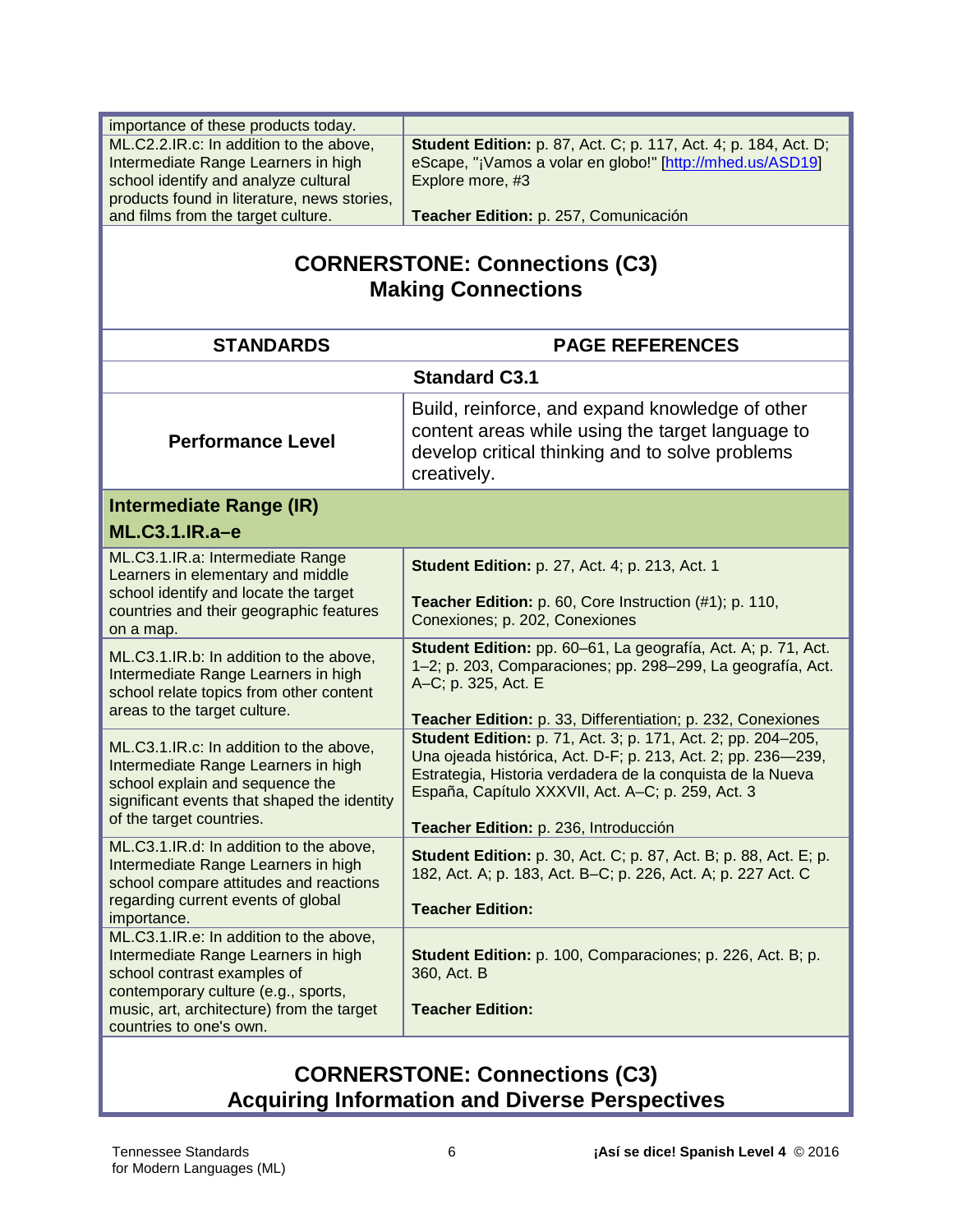| | |
|---|---|
| importance of these products today. | |
| ML.C2.2.IR.c: In addition to the above, Intermediate Range Learners in high school identify and analyze cultural products found in literature, news stories, and films from the target culture. | **Student Edition:** p. 87, Act. C; p. 117, Act. 4; p. 184, Act. D; eScape, "¡Vamos a volar en globo!" [http://mhed.us/ASD19] Explore more, #3<br><br>**Teacher Edition:** p. 257, Comunicación |

## CORNERSTONE: Connections (C3)
## Making Connections

| STANDARDS | PAGE REFERENCES |
|---|---|
| | **Standard C3.1** |
| **Performance Level** | Build, reinforce, and expand knowledge of other content areas while using the target language to develop critical thinking and to solve problems creatively. |
| **Intermediate Range (IR)**<br>**ML.C3.1.IR.a–e** | |
| ML.C3.1.IR.a: Intermediate Range Learners in elementary and middle school identify and locate the target countries and their geographic features on a map. | **Student Edition:** p. 27, Act. 4; p. 213, Act. 1<br><br>**Teacher Edition:** p. 60, Core Instruction (#1); p. 110, Conexiones; p. 202, Conexiones |
| ML.C3.1.IR.b: In addition to the above, Intermediate Range Learners in high school relate topics from other content areas to the target culture. | **Student Edition:** pp. 60–61, La geografía, Act. A; p. 71, Act. 1–2; p. 203, Comparaciones; pp. 298–299, La geografía, Act. A–C; p. 325, Act. E<br><br>**Teacher Edition:** p. 33, Differentiation; p. 232, Conexiones |
| ML.C3.1.IR.c: In addition to the above, Intermediate Range Learners in high school explain and sequence the significant events that shaped the identity of the target countries. | **Student Edition:** p. 71, Act. 3; p. 171, Act. 2; pp. 204–205, Una ojeada histórica, Act. D-F; p. 213, Act. 2; pp. 236—239, Estrategia, Historia verdadera de la conquista de la Nueva España, Capítulo XXXVII, Act. A–C; p. 259, Act. 3<br><br>**Teacher Edition:** p. 236, Introducción |
| ML.C3.1.IR.d: In addition to the above, Intermediate Range Learners in high school compare attitudes and reactions regarding current events of global importance. | **Student Edition:** p. 30, Act. C; p. 87, Act. B; p. 88, Act. E; p. 182, Act. A; p. 183, Act. B–C; p. 226, Act. A; p. 227 Act. C<br><br>**Teacher Edition:** |
| ML.C3.1.IR.e: In addition to the above, Intermediate Range Learners in high school contrast examples of contemporary culture (e.g., sports, music, art, architecture) from the target countries to one's own. | **Student Edition:** p. 100, Comparaciones; p. 226, Act. B; p. 360, Act. B<br><br>**Teacher Edition:** |

## CORNERSTONE: Connections (C3)
## Acquiring Information and Diverse Perspectives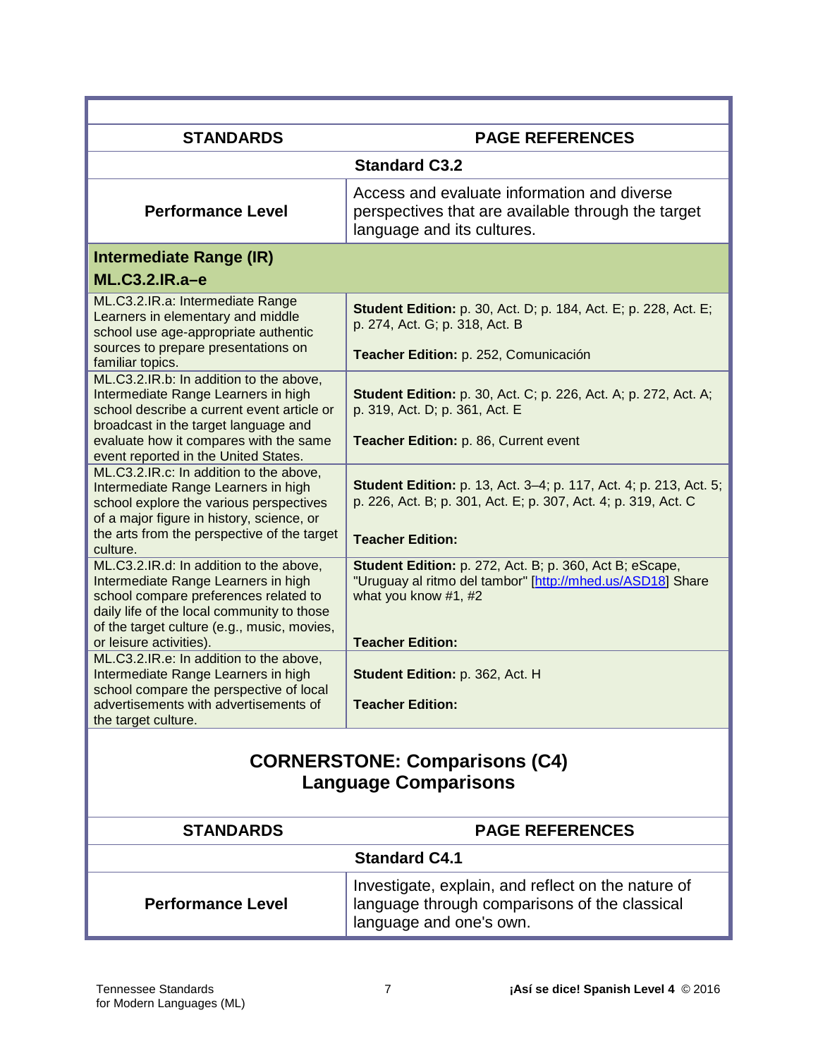| STANDARDS | PAGE REFERENCES |
| --- | --- |
| **Standard C3.2** | |
| **Performance Level** | Access and evaluate information and diverse perspectives that are available through the target language and its cultures. |
| **Intermediate Range (IR)** **ML.C3.2.IR.a–e** | |
| ML.C3.2.IR.a: Intermediate Range Learners in elementary and middle school use age-appropriate authentic sources to prepare presentations on familiar topics. | **Student Edition:** p. 30, Act. D; p. 184, Act. E; p. 228, Act. E; p. 274, Act. G; p. 318, Act. B<br><br>**Teacher Edition:** p. 252, Comunicación |
| ML.C3.2.IR.b: In addition to the above, Intermediate Range Learners in high school describe a current event article or broadcast in the target language and evaluate how it compares with the same event reported in the United States. | **Student Edition:** p. 30, Act. C; p. 226, Act. A; p. 272, Act. A; p. 319, Act. D; p. 361, Act. E<br><br>**Teacher Edition:** p. 86, Current event |
| ML.C3.2.IR.c: In addition to the above, Intermediate Range Learners in high school explore the various perspectives of a major figure in history, science, or the arts from the perspective of the target culture. | **Student Edition:** p. 13, Act. 3–4; p. 117, Act. 4; p. 213, Act. 5; p. 226, Act. B; p. 301, Act. E; p. 307, Act. 4; p. 319, Act. C<br><br>**Teacher Edition:** |
| ML.C3.2.IR.d: In addition to the above, Intermediate Range Learners in high school compare preferences related to daily life of the local community to those of the target culture (e.g., music, movies, or leisure activities). | **Student Edition:** p. 272, Act. B; p. 360, Act B; eScape, "Uruguay al ritmo del tambor" [http://mhed.us/ASD18] Share what you know #1, #2<br><br>**Teacher Edition:** |
| ML.C3.2.IR.e: In addition to the above, Intermediate Range Learners in high school compare the perspective of local advertisements with advertisements of the target culture. | **Student Edition:** p. 362, Act. H<br><br>**Teacher Edition:** |

## CORNERSTONE: Comparisons (C4)
## Language Comparisons

| STANDARDS | PAGE REFERENCES |
| --- | --- |
| **Standard C4.1** | |
| **Performance Level** | Investigate, explain, and reflect on the nature of language through comparisons of the classical language and one's own. |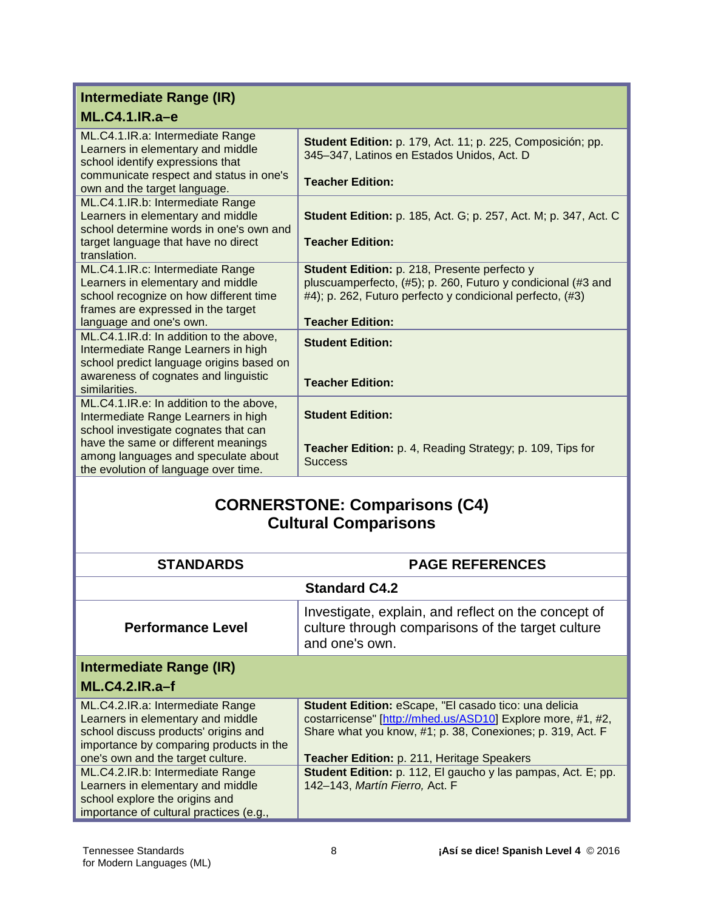| | |
|---|---|
| **Intermediate Range (IR)** **ML.C4.1.IR.a–e** | |
| ML.C4.1.IR.a: Intermediate Range Learners in elementary and middle school identify expressions that communicate respect and status in one's own and the target language. | **Student Edition:** p. 179, Act. 11; p. 225, Composición; pp. 345–347, Latinos en Estados Unidos, Act. D<br><br>**Teacher Edition:** |
| ML.C4.1.IR.b: Intermediate Range Learners in elementary and middle school determine words in one's own and target language that have no direct translation. | **Student Edition:** p. 185, Act. G; p. 257, Act. M; p. 347, Act. C<br><br>**Teacher Edition:** |
| ML.C4.1.IR.c: Intermediate Range Learners in elementary and middle school recognize on how different time frames are expressed in the target language and one's own. | **Student Edition:** p. 218, Presente perfecto y pluscuamperfecto, (#5); p. 260, Futuro y condicional (#3 and #4); p. 262, Futuro perfecto y condicional perfecto, (#3)<br><br>**Teacher Edition:** |
| ML.C4.1.IR.d: In addition to the above, Intermediate Range Learners in high school predict language origins based on awareness of cognates and linguistic similarities. | **Student Edition:**<br><br>**Teacher Edition:** |
| ML.C4.1.IR.e: In addition to the above, Intermediate Range Learners in high school investigate cognates that can have the same or different meanings among languages and speculate about the evolution of language over time. | **Student Edition:**<br><br>**Teacher Edition:** p. 4, Reading Strategy; p. 109, Tips for Success |

## CORNERSTONE: Comparisons (C4)
## Cultural Comparisons

| STANDARDS | PAGE REFERENCES |
|---|---|
| **Standard C4.2** | |
| **Performance Level** | Investigate, explain, and reflect on the concept of culture through comparisons of the target culture and one's own. |
| **Intermediate Range (IR)** **ML.C4.2.IR.a–f** | |
| ML.C4.2.IR.a: Intermediate Range Learners in elementary and middle school discuss products' origins and importance by comparing products in the one's own and the target culture. | **Student Edition:** eScape, "El casado tico: una delicia costarricense" [http://mhed.us/ASD10] Explore more, #1, #2, Share what you know, #1; p. 38, Conexiones; p. 319, Act. F<br><br>**Teacher Edition:** p. 211, Heritage Speakers |
| ML.C4.2.IR.b: Intermediate Range Learners in elementary and middle school explore the origins and importance of cultural practices (e.g., | **Student Edition:** p. 112, El gaucho y las pampas, Act. E; pp. 142–143, *Martín Fierro,* Act. F |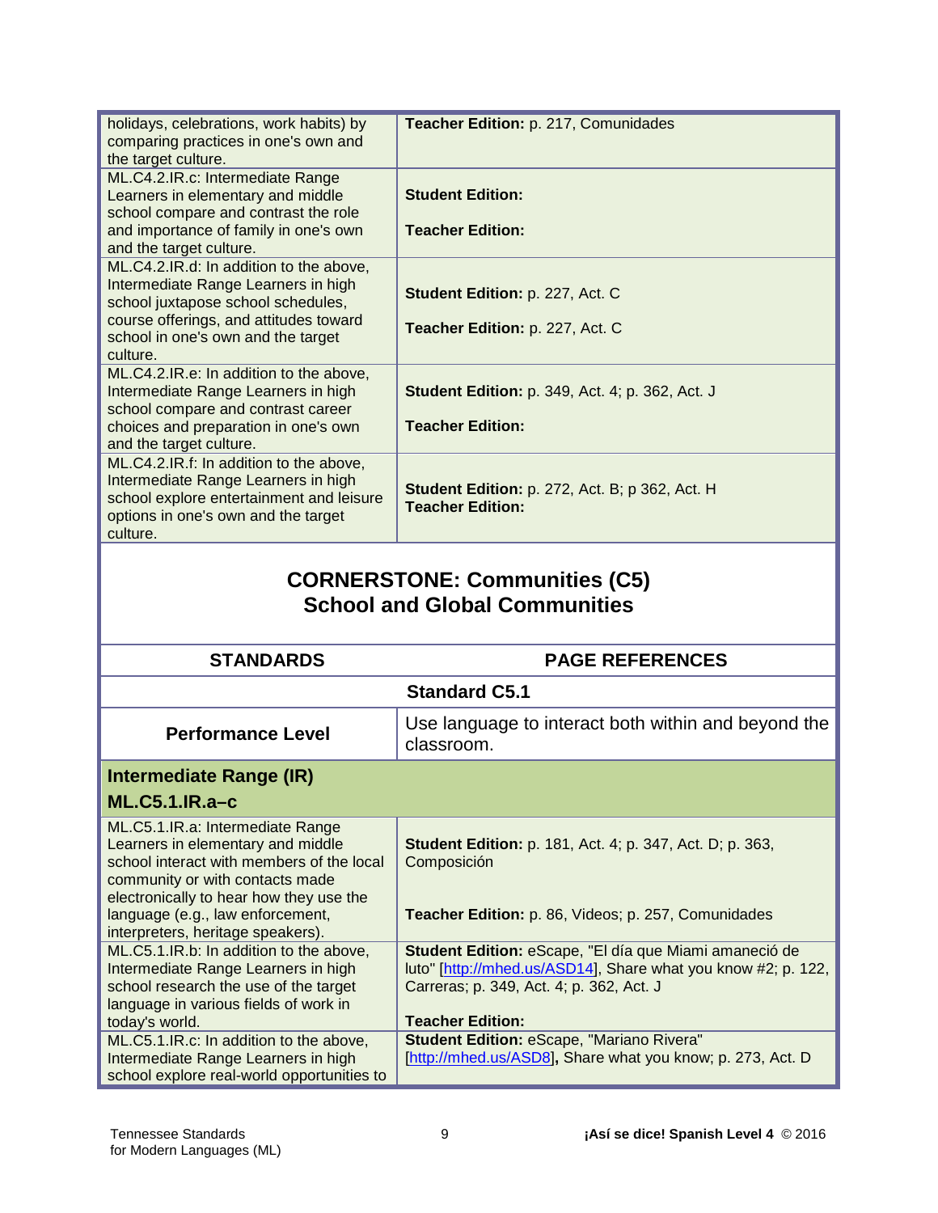| | |
|---|---|
| holidays, celebrations, work habits) by comparing practices in one's own and the target culture. | **Teacher Edition:** p. 217, Comunidades |
| ML.C4.2.IR.c: Intermediate Range Learners in elementary and middle school compare and contrast the role and importance of family in one's own and the target culture. | **Student Edition:**<br><br>**Teacher Edition:** |
| ML.C4.2.IR.d: In addition to the above, Intermediate Range Learners in high school juxtapose school schedules, course offerings, and attitudes toward school in one's own and the target culture. | **Student Edition:** p. 227, Act. C<br><br>**Teacher Edition:** p. 227, Act. C |
| ML.C4.2.IR.e: In addition to the above, Intermediate Range Learners in high school compare and contrast career choices and preparation in one's own and the target culture. | **Student Edition:** p. 349, Act. 4; p. 362, Act. J<br><br>**Teacher Edition:** |
| ML.C4.2.IR.f: In addition to the above, Intermediate Range Learners in high school explore entertainment and leisure options in one's own and the target culture. | **Student Edition:** p. 272, Act. B; p 362, Act. H<br>**Teacher Edition:** |

## CORNERSTONE: Communities (C5)
## School and Global Communities

| STANDARDS | PAGE REFERENCES |
|---|---|
| **Standard C5.1** | |
| **Performance Level** | Use language to interact both within and beyond the classroom. |
| **Intermediate Range (IR)**<br>**ML.C5.1.IR.a–c** | |
| ML.C5.1.IR.a: Intermediate Range Learners in elementary and middle school interact with members of the local community or with contacts made electronically to hear how they use the language (e.g., law enforcement, interpreters, heritage speakers). | **Student Edition:** p. 181, Act. 4; p. 347, Act. D; p. 363, Composición<br><br>**Teacher Edition:** p. 86, Videos; p. 257, Comunidades |
| ML.C5.1.IR.b: In addition to the above, Intermediate Range Learners in high school research the use of the target language in various fields of work in today's world. | **Student Edition:** eScape, "El día que Miami amaneció de luto" [http://mhed.us/ASD14], Share what you know #2; p. 122, Carreras; p. 349, Act. 4; p. 362, Act. J<br><br>**Teacher Edition:** |
| ML.C5.1.IR.c: In addition to the above, Intermediate Range Learners in high school explore real-world opportunities to | **Student Edition:** eScape, "Mariano Rivera" [http://mhed.us/ASD8], Share what you know; p. 273, Act. D |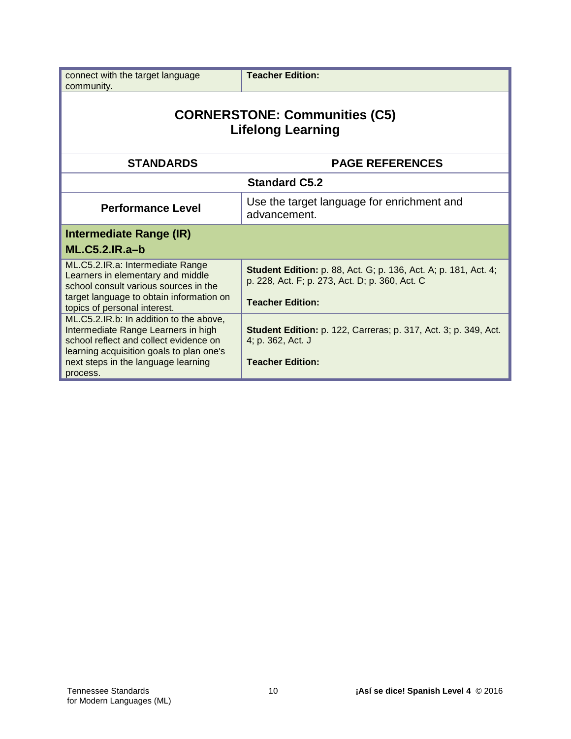| connect with the target language community. | **Teacher Edition:** |
|---|---|

## CORNERSTONE: Communities (C5)
## Lifelong Learning

| STANDARDS | PAGE REFERENCES |
|---|---|
| **Standard C5.2** | |
| **Performance Level** | Use the target language for enrichment and advancement. |
| **Intermediate Range (IR)** **ML.C5.2.IR.a–b** | |
| ML.C5.2.IR.a: Intermediate Range Learners in elementary and middle school consult various sources in the target language to obtain information on topics of personal interest. | **Student Edition:** p. 88, Act. G; p. 136, Act. A; p. 181, Act. 4; p. 228, Act. F; p. 273, Act. D; p. 360, Act. C<br><br>**Teacher Edition:** |
| ML.C5.2.IR.b: In addition to the above, Intermediate Range Learners in high school reflect and collect evidence on learning acquisition goals to plan one's next steps in the language learning process. | **Student Edition:** p. 122, Carreras; p. 317, Act. 3; p. 349, Act. 4; p. 362, Act. J<br><br>**Teacher Edition:** |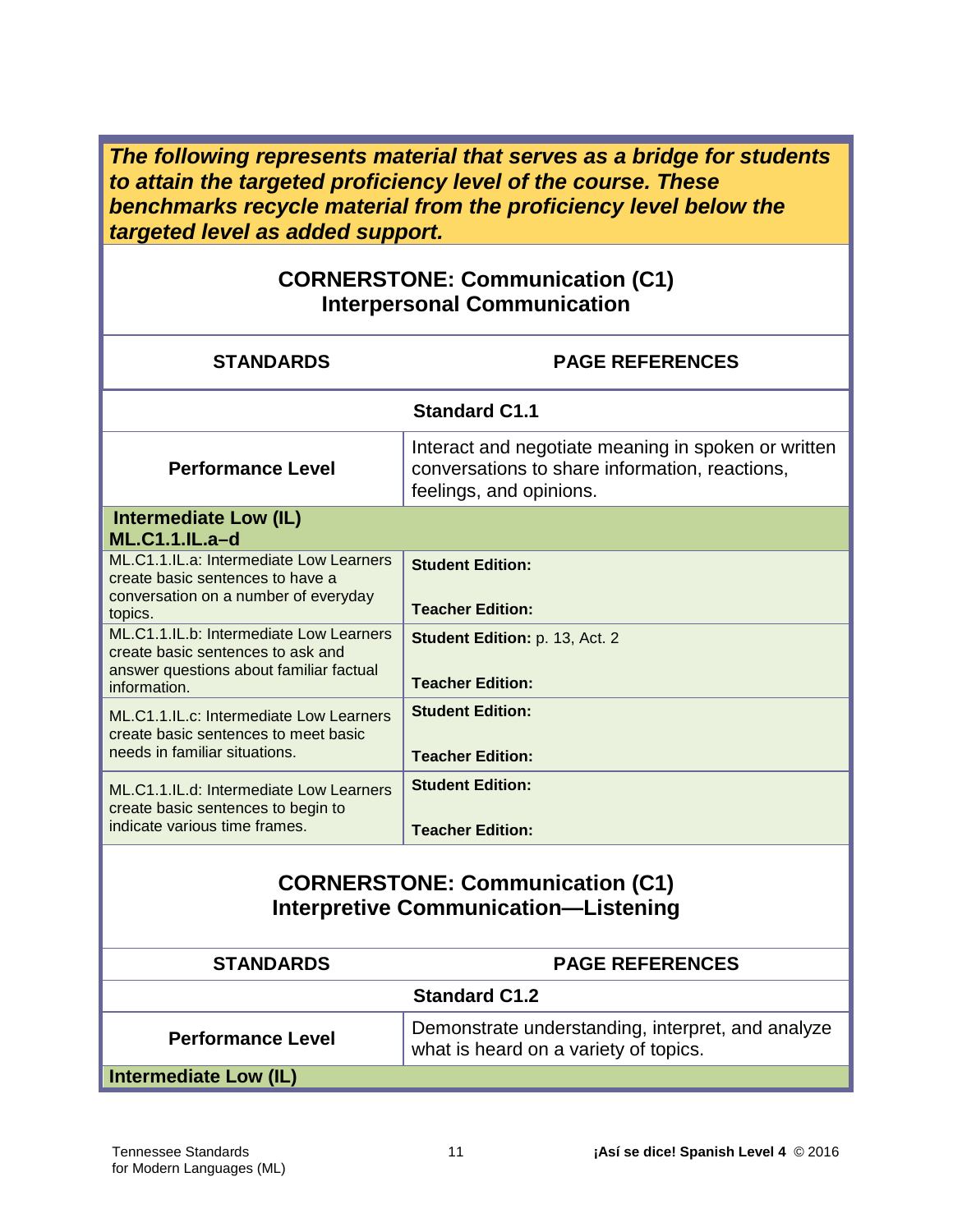***The following represents material that serves as a bridge for students to attain the targeted proficiency level of the course. These benchmarks recycle material from the proficiency level below the targeted level as added support.***

## CORNERSTONE: Communication (C1)
## Interpersonal Communication

| STANDARDS | PAGE REFERENCES |
|---|---|
| **Standard C1.1** | |
| **Performance Level** | Interact and negotiate meaning in spoken or written conversations to share information, reactions, feelings, and opinions. |
| **Intermediate Low (IL)** **ML.C1.1.IL.a–d** | |
| ML.C1.1.IL.a: Intermediate Low Learners create basic sentences to have a conversation on a number of everyday topics. | **Student Edition:** <br> **Teacher Edition:** |
| ML.C1.1.IL.b: Intermediate Low Learners create basic sentences to ask and answer questions about familiar factual information. | **Student Edition:** p. 13, Act. 2 <br> **Teacher Edition:** |
| ML.C1.1.IL.c: Intermediate Low Learners create basic sentences to meet basic needs in familiar situations. | **Student Edition:** <br> **Teacher Edition:** |
| ML.C1.1.IL.d: Intermediate Low Learners create basic sentences to begin to indicate various time frames. | **Student Edition:** <br> **Teacher Edition:** |

## CORNERSTONE: Communication (C1)
## Interpretive Communication—Listening

| STANDARDS | PAGE REFERENCES |
|---|---|
| **Standard C1.2** | |
| **Performance Level** | Demonstrate understanding, interpret, and analyze what is heard on a variety of topics. |
| **Intermediate Low (IL)** | |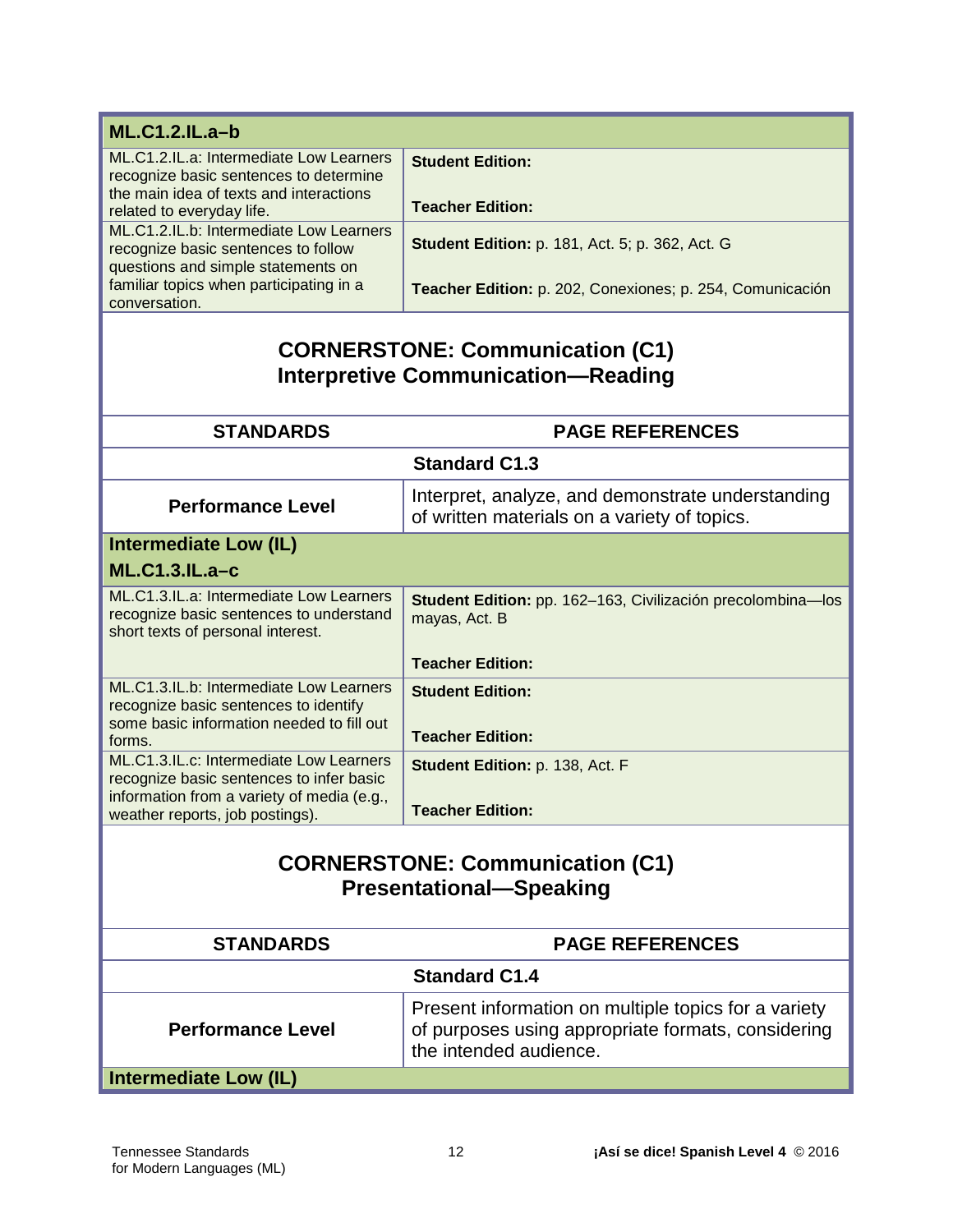| **ML.C1.2.IL.a–b** | |
|---|---|
| ML.C1.2.IL.a: Intermediate Low Learners recognize basic sentences to determine the main idea of texts and interactions related to everyday life. | **Student Edition:**<br><br>**Teacher Edition:** |
| ML.C1.2.IL.b: Intermediate Low Learners recognize basic sentences to follow questions and simple statements on familiar topics when participating in a conversation. | **Student Edition:** p. 181, Act. 5; p. 362, Act. G<br><br>**Teacher Edition:** p. 202, Conexiones; p. 254, Comunicación |

## CORNERSTONE: Communication (C1)
## Interpretive Communication—Reading

| STANDARDS | PAGE REFERENCES |
|---|---|
| **Standard C1.3** | |
| **Performance Level** | Interpret, analyze, and demonstrate understanding of written materials on a variety of topics. |
| **Intermediate Low (IL)**<br>**ML.C1.3.IL.a–c** | |
| ML.C1.3.IL.a: Intermediate Low Learners recognize basic sentences to understand short texts of personal interest. | **Student Edition:** pp. 162–163, Civilización precolombina—los mayas, Act. B<br><br>**Teacher Edition:** |
| ML.C1.3.IL.b: Intermediate Low Learners recognize basic sentences to identify some basic information needed to fill out forms. | **Student Edition:**<br><br>**Teacher Edition:** |
| ML.C1.3.IL.c: Intermediate Low Learners recognize basic sentences to infer basic information from a variety of media (e.g., weather reports, job postings). | **Student Edition:** p. 138, Act. F<br><br>**Teacher Edition:** |

## CORNERSTONE: Communication (C1)
## Presentational—Speaking

| STANDARDS | PAGE REFERENCES |
|---|---|
| **Standard C1.4** | |
| **Performance Level** | Present information on multiple topics for a variety of purposes using appropriate formats, considering the intended audience. |
| **Intermediate Low (IL)** | |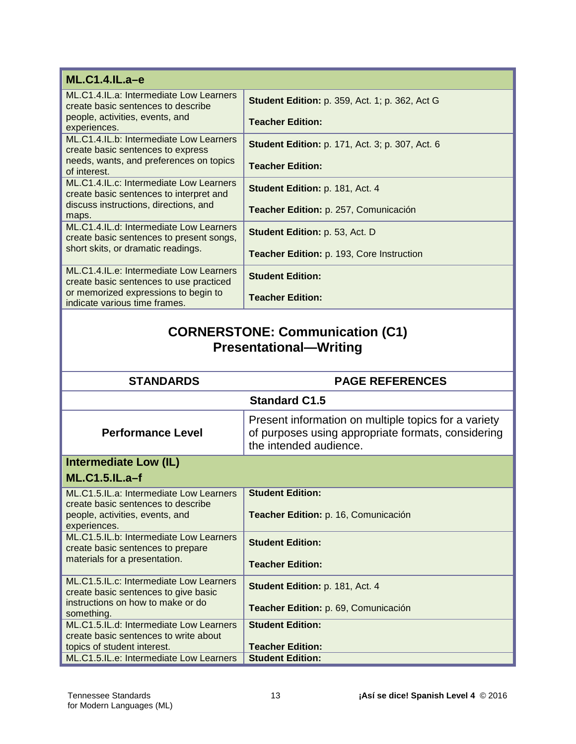| ML.C1.4.IL.a–e | |
|---|---|
| ML.C1.4.IL.a: Intermediate Low Learners create basic sentences to describe people, activities, events, and experiences. | **Student Edition:** p. 359, Act. 1; p. 362, Act G<br><br>**Teacher Edition:** |
| ML.C1.4.IL.b: Intermediate Low Learners create basic sentences to express needs, wants, and preferences on topics of interest. | **Student Edition:** p. 171, Act. 3; p. 307, Act. 6<br><br>**Teacher Edition:** |
| ML.C1.4.IL.c: Intermediate Low Learners create basic sentences to interpret and discuss instructions, directions, and maps. | **Student Edition:** p. 181, Act. 4<br><br>**Teacher Edition:** p. 257, Comunicación |
| ML.C1.4.IL.d: Intermediate Low Learners create basic sentences to present songs, short skits, or dramatic readings. | **Student Edition:** p. 53, Act. D<br><br>**Teacher Edition:** p. 193, Core Instruction |
| ML.C1.4.IL.e: Intermediate Low Learners create basic sentences to use practiced or memorized expressions to begin to indicate various time frames. | **Student Edition:**<br><br>**Teacher Edition:** |

## CORNERSTONE: Communication (C1) Presentational—Writing

| STANDARDS | PAGE REFERENCES |
|---|---|
| | **Standard C1.5** |
| **Performance Level** | Present information on multiple topics for a variety of purposes using appropriate formats, considering the intended audience. |
| **Intermediate Low (IL)**<br>**ML.C1.5.IL.a–f** | |
| ML.C1.5.IL.a: Intermediate Low Learners create basic sentences to describe people, activities, events, and experiences. | **Student Edition:**<br><br>**Teacher Edition:** p. 16, Comunicación |
| ML.C1.5.IL.b: Intermediate Low Learners create basic sentences to prepare materials for a presentation. | **Student Edition:**<br><br>**Teacher Edition:** |
| ML.C1.5.IL.c: Intermediate Low Learners create basic sentences to give basic instructions on how to make or do something. | **Student Edition:** p. 181, Act. 4<br><br>**Teacher Edition:** p. 69, Comunicación |
| ML.C1.5.IL.d: Intermediate Low Learners create basic sentences to write about topics of student interest. | **Student Edition:**<br><br>**Teacher Edition:** |
| ML.C1.5.IL.e: Intermediate Low Learners | **Student Edition:** |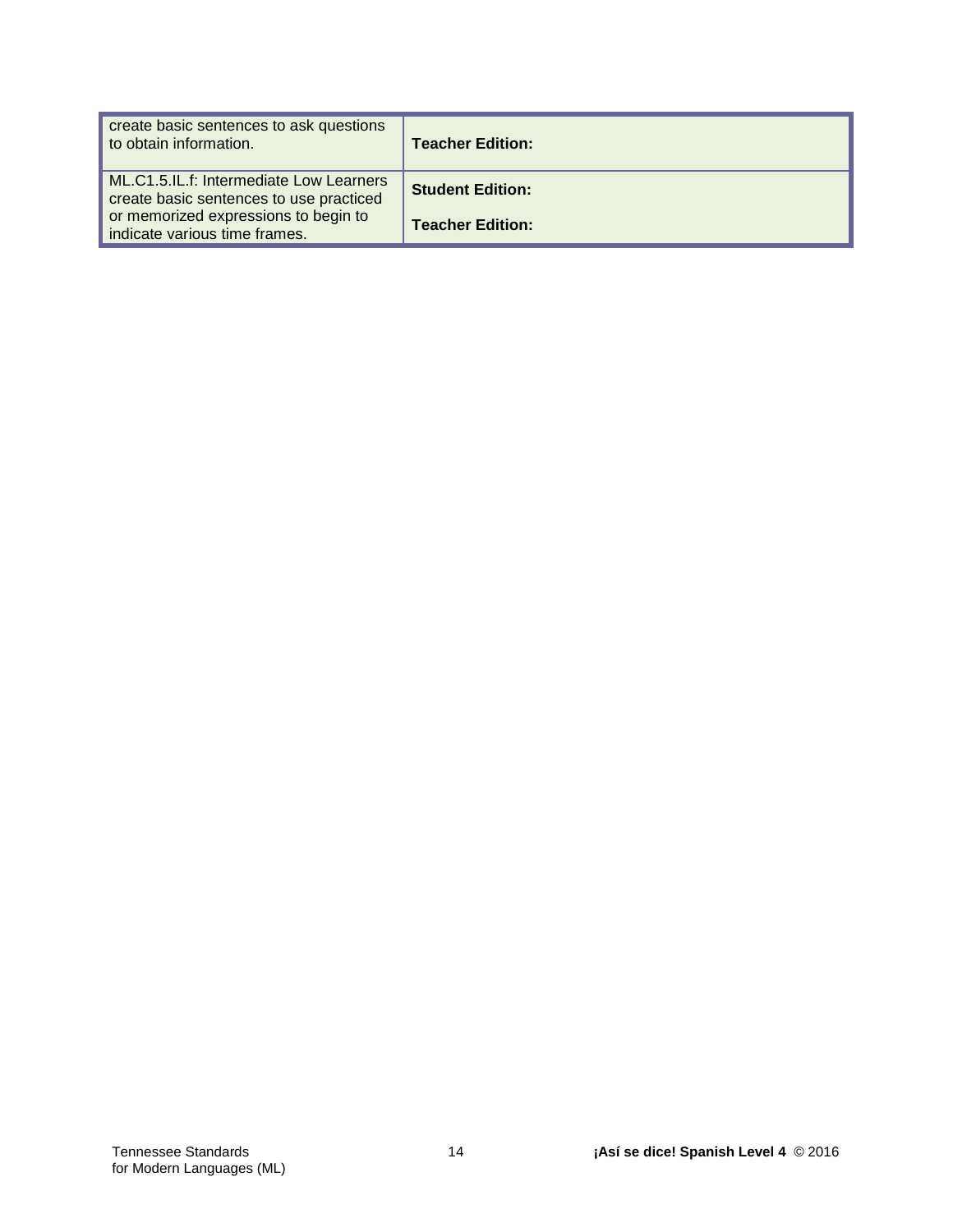| | |
|---|---|
| create basic sentences to ask questions to obtain information. | **Teacher Edition:** |
| ML.C1.5.IL.f: Intermediate Low Learners create basic sentences to use practiced or memorized expressions to begin to indicate various time frames. | **Student Edition:**<br><br>**Teacher Edition:** |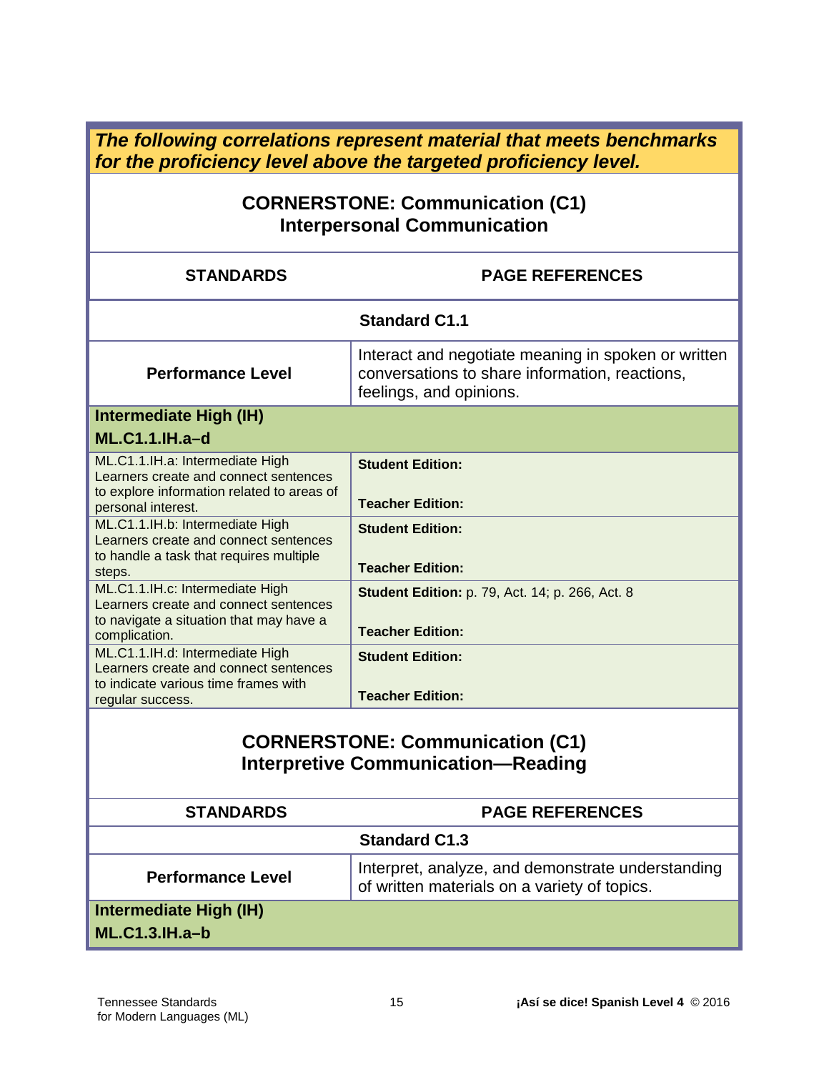***The following correlations represent material that meets benchmarks for the proficiency level above the targeted proficiency level.***

## CORNERSTONE: Communication (C1)
## Interpersonal Communication

| STANDARDS | PAGE REFERENCES |
|---|---|
| **Standard C1.1** | |
| **Performance Level** | Interact and negotiate meaning in spoken or written conversations to share information, reactions, feelings, and opinions. |
| **Intermediate High (IH)** **ML.C1.1.IH.a–d** | |
| ML.C1.1.IH.a: Intermediate High Learners create and connect sentences to explore information related to areas of personal interest. | **Student Edition:** **Teacher Edition:** |
| ML.C1.1.IH.b: Intermediate High Learners create and connect sentences to handle a task that requires multiple steps. | **Student Edition:** **Teacher Edition:** |
| ML.C1.1.IH.c: Intermediate High Learners create and connect sentences to navigate a situation that may have a complication. | **Student Edition:** p. 79, Act. 14; p. 266, Act. 8 **Teacher Edition:** |
| ML.C1.1.IH.d: Intermediate High Learners create and connect sentences to indicate various time frames with regular success. | **Student Edition:** **Teacher Edition:** |

## CORNERSTONE: Communication (C1)
## Interpretive Communication—Reading

| STANDARDS | PAGE REFERENCES |
|---|---|
| **Standard C1.3** | |
| **Performance Level** | Interpret, analyze, and demonstrate understanding of written materials on a variety of topics. |
| **Intermediate High (IH)** **ML.C1.3.IH.a–b** | |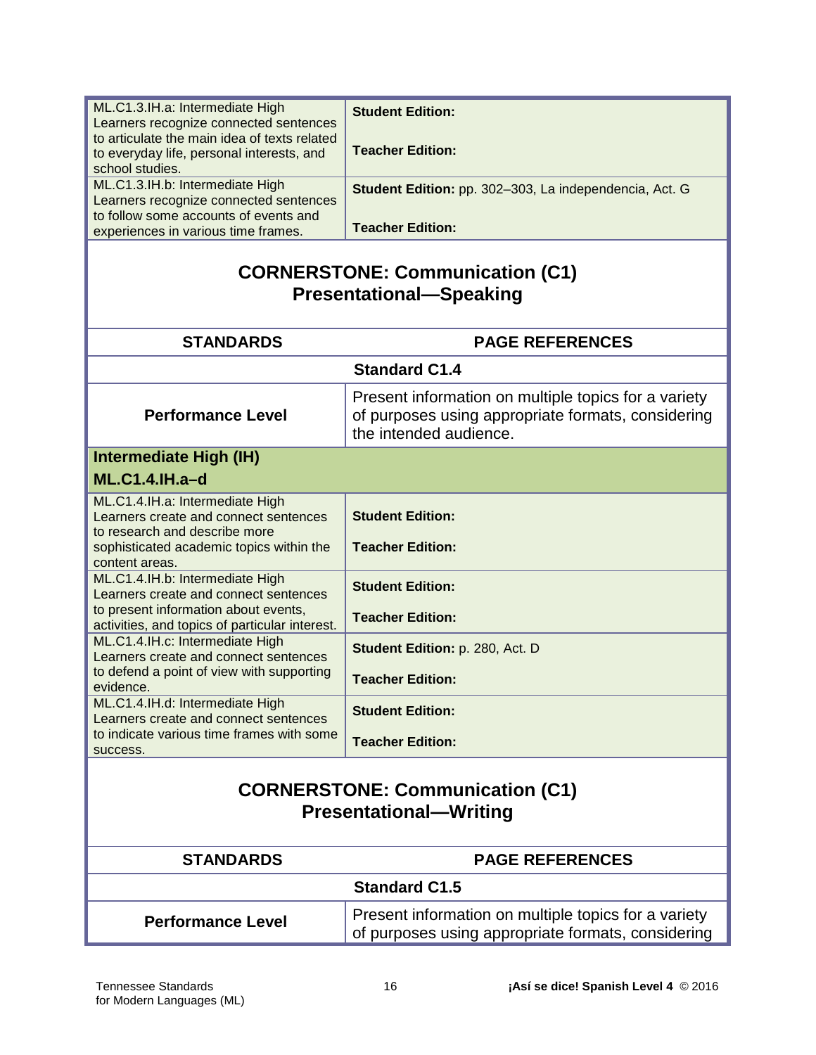| | |
|---|---|
| ML.C1.3.IH.a: Intermediate High Learners recognize connected sentences to articulate the main idea of texts related to everyday life, personal interests, and school studies. | **Student Edition:**<br><br>**Teacher Edition:** |
| ML.C1.3.IH.b: Intermediate High Learners recognize connected sentences to follow some accounts of events and experiences in various time frames. | **Student Edition:** pp. 302–303, La independencia, Act. G<br><br>**Teacher Edition:** |

## CORNERSTONE: Communication (C1) Presentational—Speaking

| STANDARDS | PAGE REFERENCES |
|---|---|
| **Standard C1.4** | |
| **Performance Level** | Present information on multiple topics for a variety of purposes using appropriate formats, considering the intended audience. |
| **Intermediate High (IH)**<br>**ML.C1.4.IH.a–d** | |
| ML.C1.4.IH.a: Intermediate High Learners create and connect sentences to research and describe more sophisticated academic topics within the content areas. | **Student Edition:**<br><br>**Teacher Edition:** |
| ML.C1.4.IH.b: Intermediate High Learners create and connect sentences to present information about events, activities, and topics of particular interest. | **Student Edition:**<br><br>**Teacher Edition:** |
| ML.C1.4.IH.c: Intermediate High Learners create and connect sentences to defend a point of view with supporting evidence. | **Student Edition:** p. 280, Act. D<br><br>**Teacher Edition:** |
| ML.C1.4.IH.d: Intermediate High Learners create and connect sentences to indicate various time frames with some success. | **Student Edition:**<br><br>**Teacher Edition:** |

## CORNERSTONE: Communication (C1) Presentational—Writing

| STANDARDS | PAGE REFERENCES |
|---|---|
| **Standard C1.5** | |
| **Performance Level** | Present information on multiple topics for a variety of purposes using appropriate formats, considering |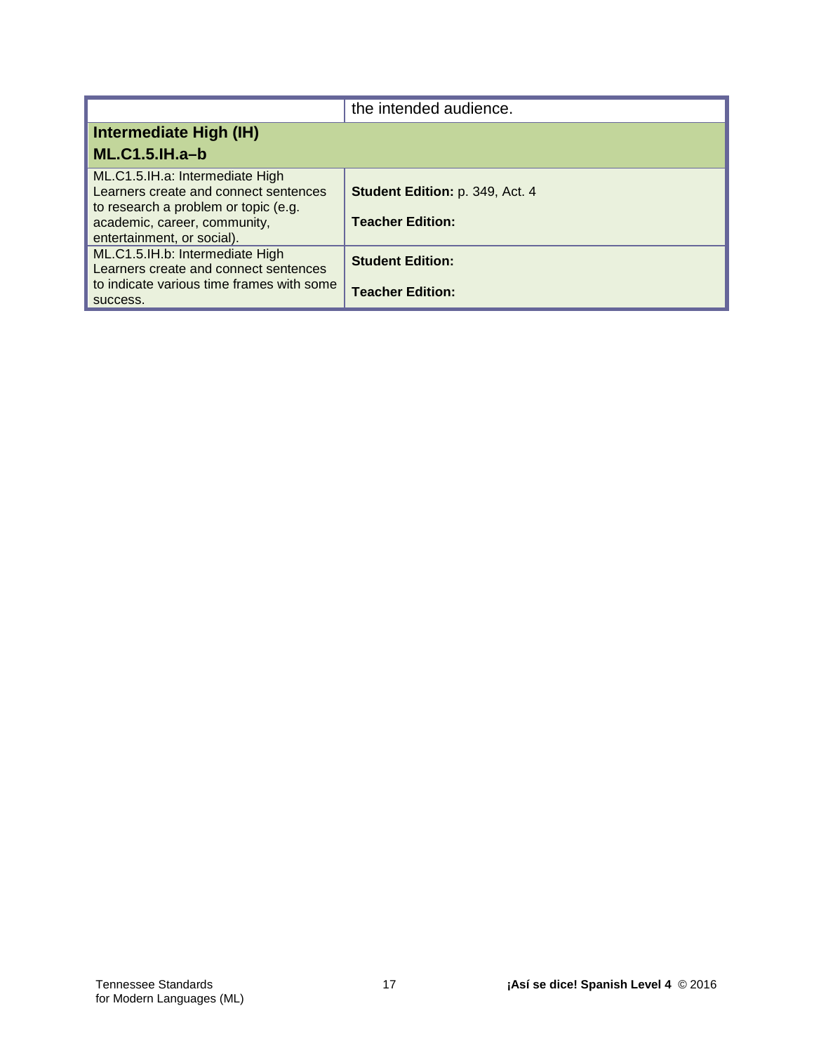| | |
|---|---|
| | the intended audience. |
| **Intermediate High (IH)** **ML.C1.5.IH.a–b** | |
| ML.C1.5.IH.a: Intermediate High Learners create and connect sentences to research a problem or topic (e.g. academic, career, community, entertainment, or social). | **Student Edition:** p. 349, Act. 4<br><br>**Teacher Edition:** |
| ML.C1.5.IH.b: Intermediate High Learners create and connect sentences to indicate various time frames with some success. | **Student Edition:**<br><br>**Teacher Edition:** |